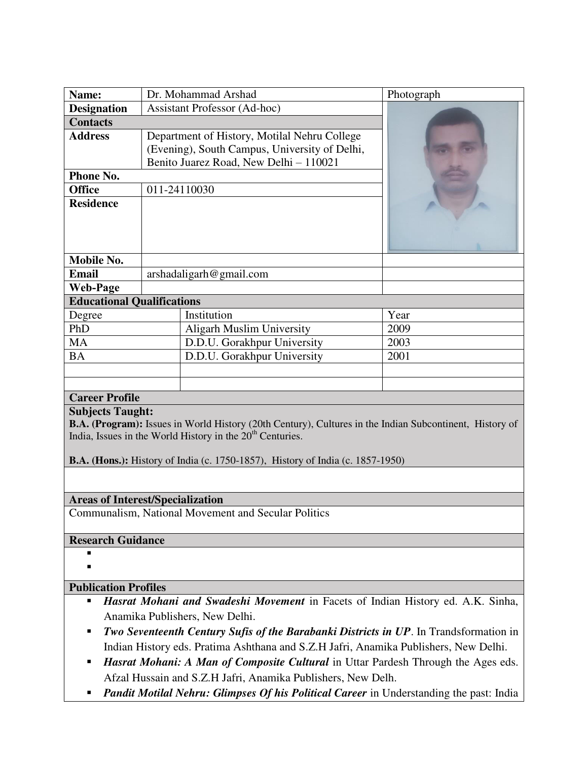| Name: | Dr. Mohammad Arshad | Photograph |
|---|---|---|
| **Designation** | Assistant Professor (Ad-hoc) | |
| **Contacts** | | |
| **Address** | Department of History, Motilal Nehru College (Evening), South Campus, University of Delhi, Benito Juarez Road, New Delhi – 110021 | |
| **Phone No.** | | |
| **Office** | 011-24110030 | |
| **Residence** | | |
| **Mobile No.** | | |
| **Email** | arshadaligarh@gmail.com | |
| **Web-Page** | | |

**Educational Qualifications**

| Degree | Institution | Year |
|---|---|---|
| PhD | Aligarh Muslim University | 2009 |
| MA | D.D.U. Gorakhpur University | 2003 |
| BA | D.D.U. Gorakhpur University | 2001 |
| | | |
| | | |

**Career Profile**

**Subjects Taught:**

**B.A. (Program):** Issues in World History (20th Century), Cultures in the Indian Subcontinent, History of India, Issues in the World History in the 20th Centuries.

**B.A. (Hons.):** History of India (c. 1750-1857), History of India (c. 1857-1950)

**Areas of Interest/Specialization**

Communalism, National Movement and Secular Politics

**Research Guidance**

- 
- 

**Publication Profiles**

- ***Hasrat Mohani and Swadeshi Movement*** in Facets of Indian History ed. A.K. Sinha, Anamika Publishers, New Delhi.
- ***Two Seventeenth Century Sufis of the Barabanki Districts in UP***. In Trandsformation in Indian History eds. Pratima Ashthana and S.Z.H Jafri, Anamika Publishers, New Delhi.
- ***Hasrat Mohani: A Man of Composite Cultural*** in Uttar Pardesh Through the Ages eds. Afzal Hussain and S.Z.H Jafri, Anamika Publishers, New Delh.
- ***Pandit Motilal Nehru: Glimpses Of his Political Career*** in Understanding the past: India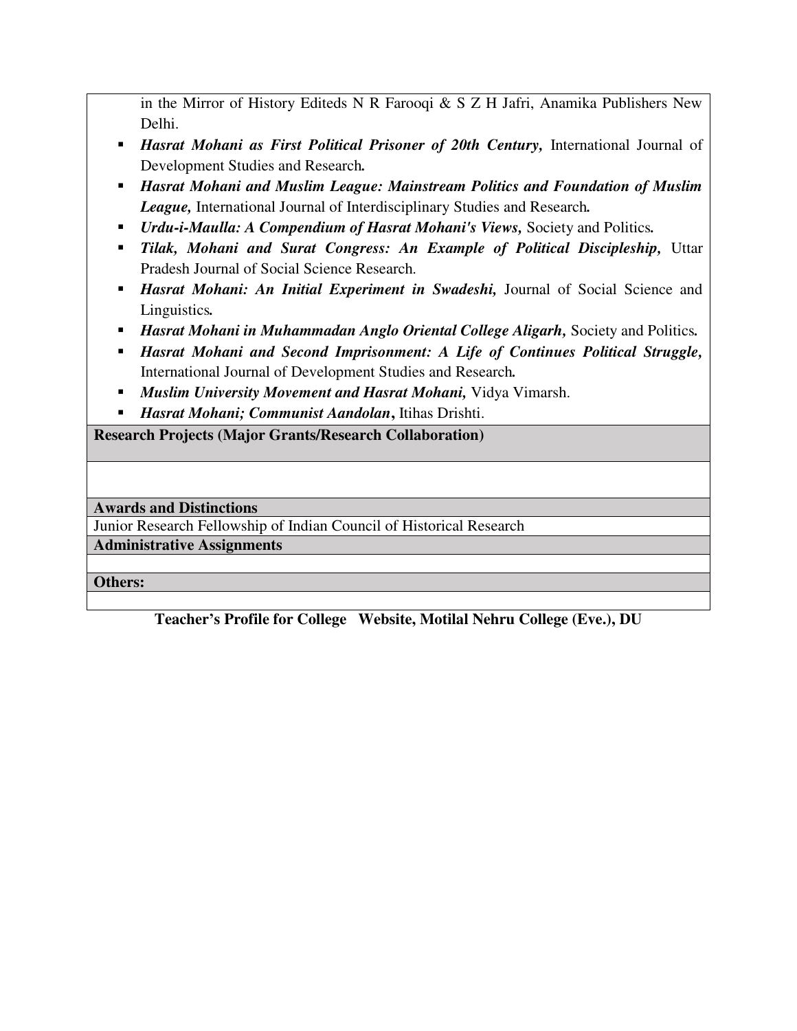in the Mirror of History Editeds N R Farooqi & S Z H Jafri, Anamika Publishers New Delhi.

- ***Hasrat Mohani as First Political Prisoner of 20th Century,*** International Journal of Development Studies and Research**.**
- ***Hasrat Mohani and Muslim League: Mainstream Politics and Foundation of Muslim League,*** International Journal of Interdisciplinary Studies and Research**.**
- ***Urdu-i-Maulla: A Compendium of Hasrat Mohani's Views,*** Society and Politics**.**
- ***Tilak, Mohani and Surat Congress: An Example of Political Discipleship,*** Uttar Pradesh Journal of Social Science Research.
- ***Hasrat Mohani: An Initial Experiment in Swadeshi,*** Journal of Social Science and Linguistics**.**
- ***Hasrat Mohani in Muhammadan Anglo Oriental College Aligarh,*** Society and Politics**.**
- ***Hasrat Mohani and Second Imprisonment: A Life of Continues Political Struggle,*** International Journal of Development Studies and Research**.**
- ***Muslim University Movement and Hasrat Mohani,*** Vidya Vimarsh.
- ***Hasrat Mohani; Communist Aandolan*****,** Itihas Drishti.

**Research Projects (Major Grants/Research Collaboration)**

**Awards and Distinctions**

Junior Research Fellowship of Indian Council of Historical Research

**Administrative Assignments**

**Others:**

**Teacher's Profile for College Website, Motilal Nehru College (Eve.), DU**